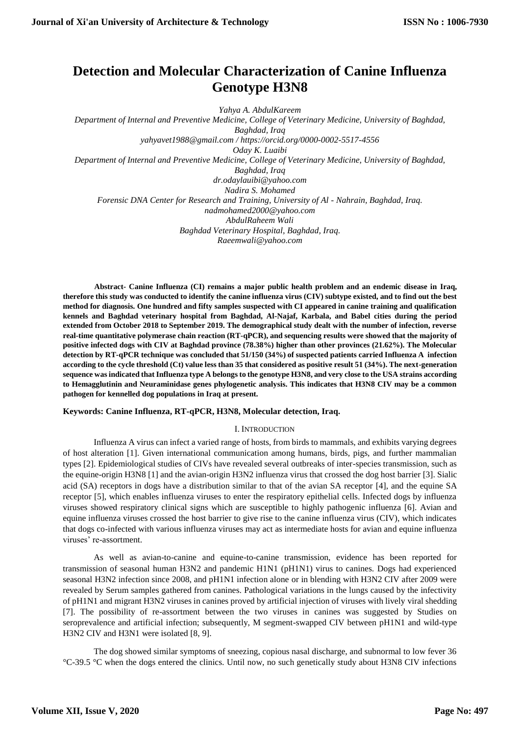# Detection and Molecular Characterization of Canine Influenza Genotype H3N8

*Yahya A. AbdulKareem*
*Department of Internal and Preventive Medicine, College of Veterinary Medicine, University of Baghdad, Baghdad, Iraq*
*yahyavet1988@gmail.com / https://orcid.org/0000-0002-5517-4556*
*Oday K. Luaibi*
*Department of Internal and Preventive Medicine, College of Veterinary Medicine, University of Baghdad, Baghdad, Iraq*
*dr.odaylauibi@yahoo.com*
*Nadira S. Mohamed*
*Forensic DNA Center for Research and Training, University of Al - Nahrain, Baghdad, Iraq.*
*nadmohamed2000@yahoo.com*
*AbdulRaheem Wali*
*Baghdad Veterinary Hospital, Baghdad, Iraq.*
*Raeemwali@yahoo.com*

**Abstract- Canine Influenza (CI) remains a major public health problem and an endemic disease in Iraq, therefore this study was conducted to identify the canine influenza virus (CIV) subtype existed, and to find out the best method for diagnosis. One hundred and fifty samples suspected with CI appeared in canine training and qualification kennels and Baghdad veterinary hospital from Baghdad, Al-Najaf, Karbala, and Babel cities during the period extended from October 2018 to September 2019. The demographical study dealt with the number of infection, reverse real-time quantitative polymerase chain reaction (RT-qPCR), and sequencing results were showed that the majority of positive infected dogs with CIV at Baghdad province (78.38%) higher than other provinces (21.62%). The Molecular detection by RT-qPCR technique was concluded that 51/150 (34%) of suspected patients carried Influenza A infection according to the cycle threshold (Ct) value less than 35 that considered as positive result 51 (34%). The next-generation sequence was indicated that Influenza type A belongs to the genotype H3N8, and very close to the USA strains according to Hemagglutinin and Neuraminidase genes phylogenetic analysis. This indicates that H3N8 CIV may be a common pathogen for kennelled dog populations in Iraq at present.**

**Keywords: Canine Influenza, RT-qPCR, H3N8, Molecular detection, Iraq.**

## I. Introduction

Influenza A virus can infect a varied range of hosts, from birds to mammals, and exhibits varying degrees of host alteration [1]. Given international communication among humans, birds, pigs, and further mammalian types [2]. Epidemiological studies of CIVs have revealed several outbreaks of inter-species transmission, such as the equine-origin H3N8 [1] and the avian-origin H3N2 influenza virus that crossed the dog host barrier [3]. Sialic acid (SA) receptors in dogs have a distribution similar to that of the avian SA receptor [4], and the equine SA receptor [5], which enables influenza viruses to enter the respiratory epithelial cells. Infected dogs by influenza viruses showed respiratory clinical signs which are susceptible to highly pathogenic influenza [6]. Avian and equine influenza viruses crossed the host barrier to give rise to the canine influenza virus (CIV), which indicates that dogs co-infected with various influenza viruses may act as intermediate hosts for avian and equine influenza viruses' re-assortment.

As well as avian-to-canine and equine-to-canine transmission, evidence has been reported for transmission of seasonal human H3N2 and pandemic H1N1 (pH1N1) virus to canines. Dogs had experienced seasonal H3N2 infection since 2008, and pH1N1 infection alone or in blending with H3N2 CIV after 2009 were revealed by Serum samples gathered from canines. Pathological variations in the lungs caused by the infectivity of pH1N1 and migrant H3N2 viruses in canines proved by artificial injection of viruses with lively viral shedding [7]. The possibility of re-assortment between the two viruses in canines was suggested by Studies on seroprevalence and artificial infection; subsequently, M segment-swapped CIV between pH1N1 and wild-type H3N2 CIV and H3N1 were isolated [8, 9].

The dog showed similar symptoms of sneezing, copious nasal discharge, and subnormal to low fever 36 °C-39.5 °C when the dogs entered the clinics. Until now, no such genetically study about H3N8 CIV infections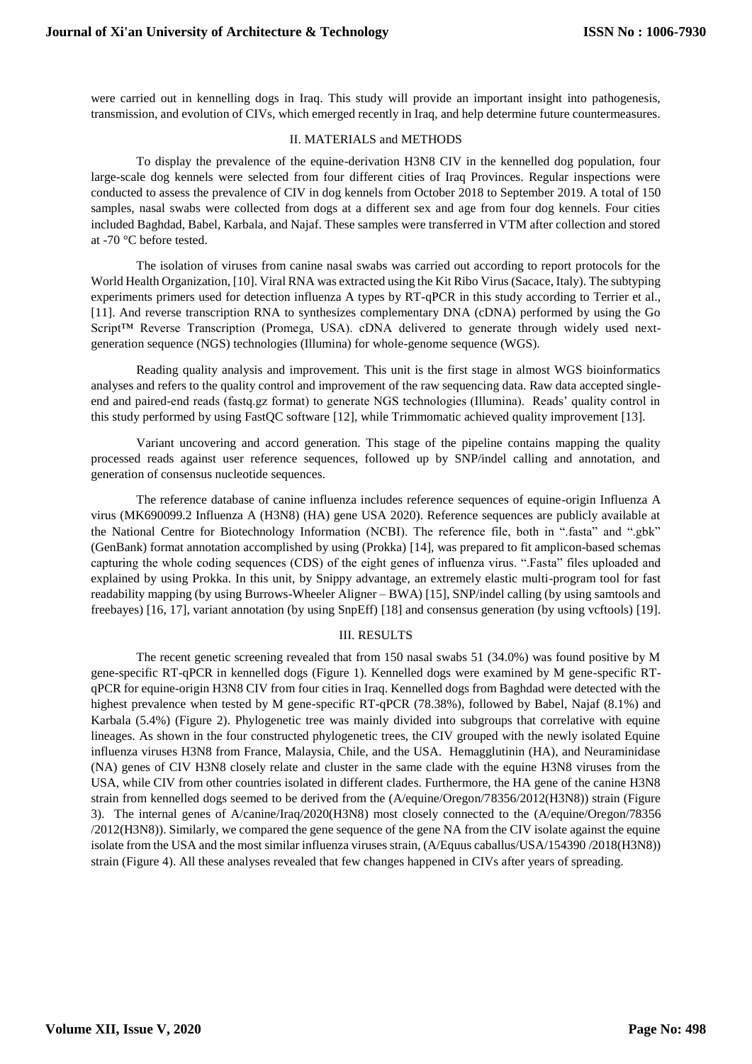were carried out in kennelling dogs in Iraq. This study will provide an important insight into pathogenesis, transmission, and evolution of CIVs, which emerged recently in Iraq, and help determine future countermeasures.

## II. MATERIALS and METHODS

To display the prevalence of the equine-derivation H3N8 CIV in the kennelled dog population, four large-scale dog kennels were selected from four different cities of Iraq Provinces. Regular inspections were conducted to assess the prevalence of CIV in dog kennels from October 2018 to September 2019. A total of 150 samples, nasal swabs were collected from dogs at a different sex and age from four dog kennels. Four cities included Baghdad, Babel, Karbala, and Najaf. These samples were transferred in VTM after collection and stored at -70 °C before tested.

The isolation of viruses from canine nasal swabs was carried out according to report protocols for the World Health Organization, [10]. Viral RNA was extracted using the Kit Ribo Virus (Sacace, Italy). The subtyping experiments primers used for detection influenza A types by RT-qPCR in this study according to Terrier et al., [11]. And reverse transcription RNA to synthesizes complementary DNA (cDNA) performed by using the Go Script™ Reverse Transcription (Promega, USA). cDNA delivered to generate through widely used next-generation sequence (NGS) technologies (Illumina) for whole-genome sequence (WGS).

Reading quality analysis and improvement. This unit is the first stage in almost WGS bioinformatics analyses and refers to the quality control and improvement of the raw sequencing data. Raw data accepted single-end and paired-end reads (fastq.gz format) to generate NGS technologies (Illumina). Reads' quality control in this study performed by using FastQC software [12], while Trimmomatic achieved quality improvement [13].

Variant uncovering and accord generation. This stage of the pipeline contains mapping the quality processed reads against user reference sequences, followed up by SNP/indel calling and annotation, and generation of consensus nucleotide sequences.

The reference database of canine influenza includes reference sequences of equine-origin Influenza A virus (MK690099.2 Influenza A (H3N8) (HA) gene USA 2020). Reference sequences are publicly available at the National Centre for Biotechnology Information (NCBI). The reference file, both in ".fasta" and ".gbk" (GenBank) format annotation accomplished by using (Prokka) [14], was prepared to fit amplicon-based schemas capturing the whole coding sequences (CDS) of the eight genes of influenza virus. ".Fasta" files uploaded and explained by using Prokka. In this unit, by Snippy advantage, an extremely elastic multi-program tool for fast readability mapping (by using Burrows-Wheeler Aligner – BWA) [15], SNP/indel calling (by using samtools and freebayes) [16, 17], variant annotation (by using SnpEff) [18] and consensus generation (by using vcftools) [19].

## III. RESULTS

The recent genetic screening revealed that from 150 nasal swabs 51 (34.0%) was found positive by M gene-specific RT-qPCR in kennelled dogs (Figure 1). Kennelled dogs were examined by M gene-specific RT-qPCR for equine-origin H3N8 CIV from four cities in Iraq. Kennelled dogs from Baghdad were detected with the highest prevalence when tested by M gene-specific RT-qPCR (78.38%), followed by Babel, Najaf (8.1%) and Karbala (5.4%) (Figure 2). Phylogenetic tree was mainly divided into subgroups that correlative with equine lineages. As shown in the four constructed phylogenetic trees, the CIV grouped with the newly isolated Equine influenza viruses H3N8 from France, Malaysia, Chile, and the USA. Hemagglutinin (HA), and Neuraminidase (NA) genes of CIV H3N8 closely relate and cluster in the same clade with the equine H3N8 viruses from the USA, while CIV from other countries isolated in different clades. Furthermore, the HA gene of the canine H3N8 strain from kennelled dogs seemed to be derived from the (A/equine/Oregon/78356/2012(H3N8)) strain (Figure 3). The internal genes of A/canine/Iraq/2020(H3N8) most closely connected to the (A/equine/Oregon/78356 /2012(H3N8)). Similarly, we compared the gene sequence of the gene NA from the CIV isolate against the equine isolate from the USA and the most similar influenza viruses strain, (A/Equus caballus/USA/154390 /2018(H3N8)) strain (Figure 4). All these analyses revealed that few changes happened in CIVs after years of spreading.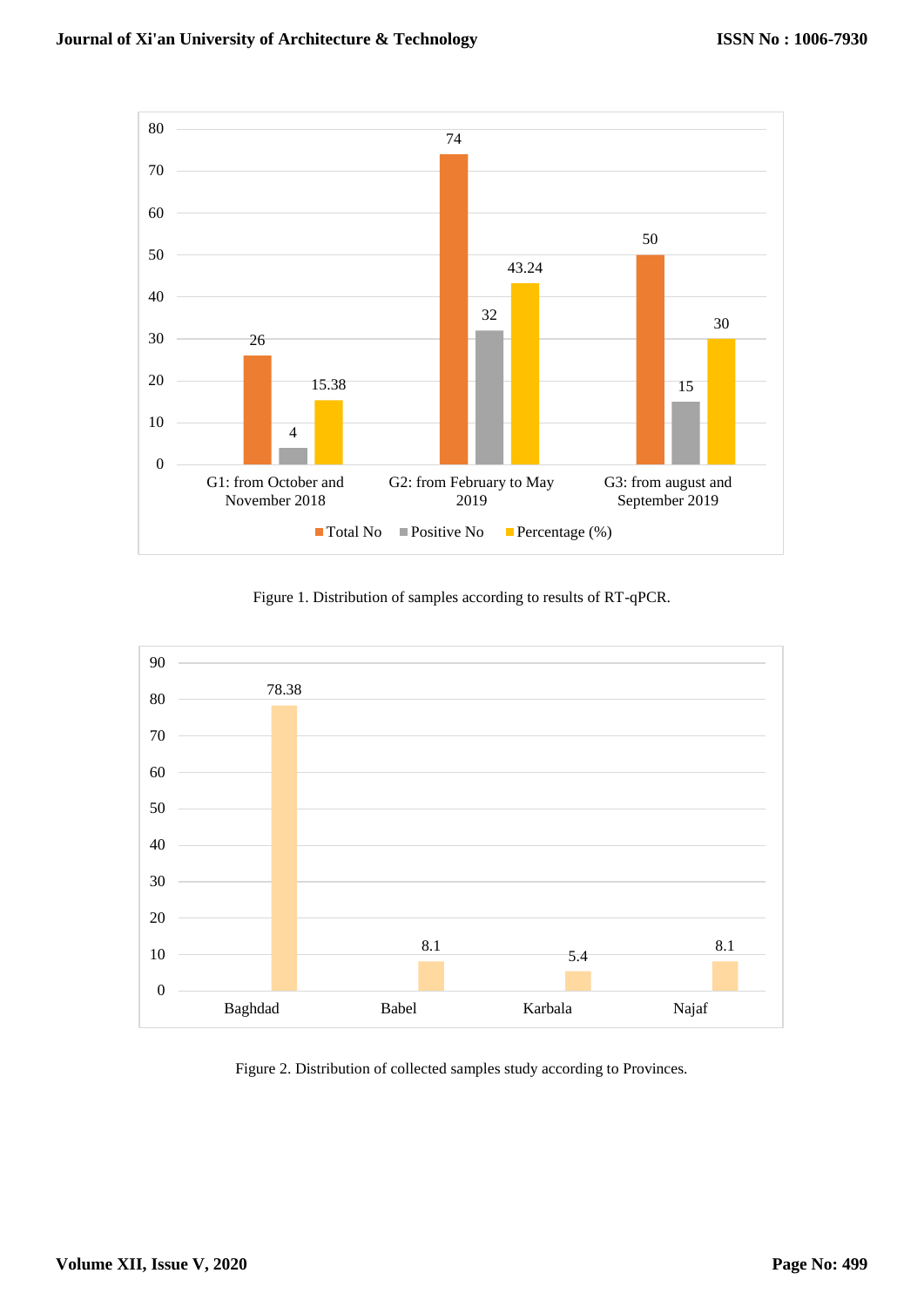Figure 1. Distribution of samples according to results of RT-qPCR.

Figure 2. Distribution of collected samples study according to Provinces.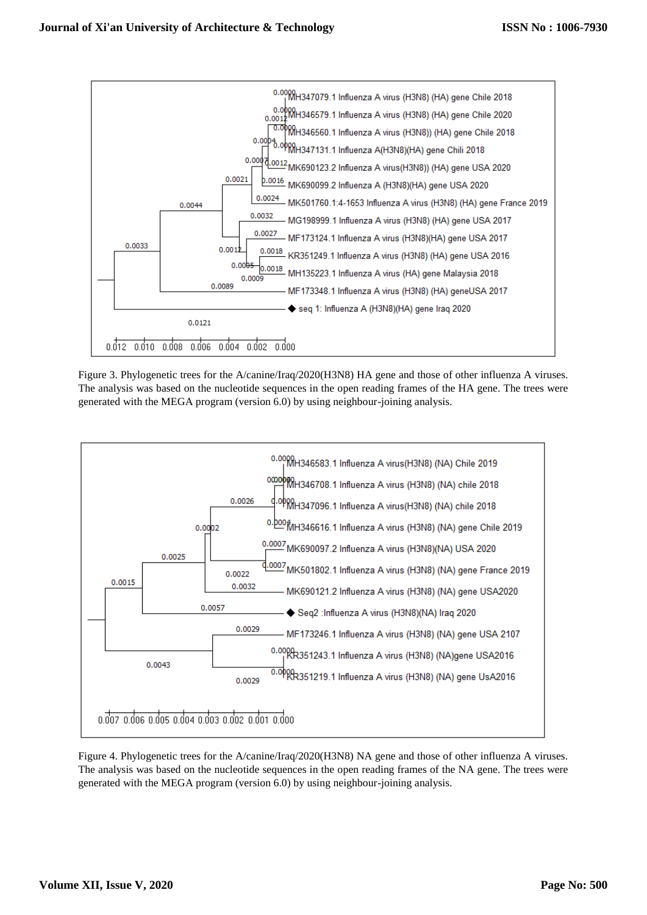Figure 3. Phylogenetic trees for the A/canine/Iraq/2020(H3N8) HA gene and those of other influenza A viruses. The analysis was based on the nucleotide sequences in the open reading frames of the HA gene. The trees were generated with the MEGA program (version 6.0) by using neighbour-joining analysis.

Figure 4. Phylogenetic trees for the A/canine/Iraq/2020(H3N8) NA gene and those of other influenza A viruses. The analysis was based on the nucleotide sequences in the open reading frames of the NA gene. The trees were generated with the MEGA program (version 6.0) by using neighbour-joining analysis.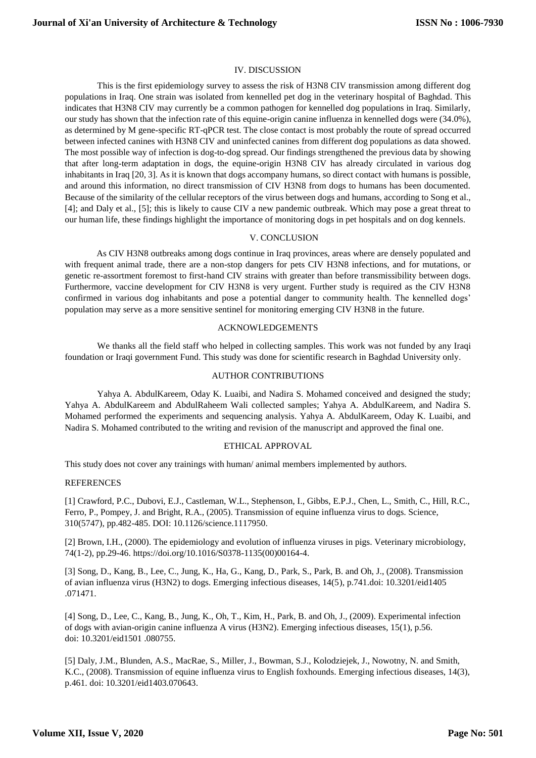## IV. DISCUSSION

This is the first epidemiology survey to assess the risk of H3N8 CIV transmission among different dog populations in Iraq. One strain was isolated from kennelled pet dog in the veterinary hospital of Baghdad. This indicates that H3N8 CIV may currently be a common pathogen for kennelled dog populations in Iraq. Similarly, our study has shown that the infection rate of this equine-origin canine influenza in kennelled dogs were (34.0%), as determined by M gene-specific RT-qPCR test. The close contact is most probably the route of spread occurred between infected canines with H3N8 CIV and uninfected canines from different dog populations as data showed. The most possible way of infection is dog-to-dog spread. Our findings strengthened the previous data by showing that after long-term adaptation in dogs, the equine-origin H3N8 CIV has already circulated in various dog inhabitants in Iraq [20, 3]. As it is known that dogs accompany humans, so direct contact with humans is possible, and around this information, no direct transmission of CIV H3N8 from dogs to humans has been documented. Because of the similarity of the cellular receptors of the virus between dogs and humans, according to Song et al., [4]; and Daly et al., [5]; this is likely to cause CIV a new pandemic outbreak. Which may pose a great threat to our human life, these findings highlight the importance of monitoring dogs in pet hospitals and on dog kennels.

## V. CONCLUSION

As CIV H3N8 outbreaks among dogs continue in Iraq provinces, areas where are densely populated and with frequent animal trade, there are a non-stop dangers for pets CIV H3N8 infections, and for mutations, or genetic re-assortment foremost to first-hand CIV strains with greater than before transmissibility between dogs. Furthermore, vaccine development for CIV H3N8 is very urgent. Further study is required as the CIV H3N8 confirmed in various dog inhabitants and pose a potential danger to community health. The kennelled dogs' population may serve as a more sensitive sentinel for monitoring emerging CIV H3N8 in the future.

## ACKNOWLEDGEMENTS

We thanks all the field staff who helped in collecting samples. This work was not funded by any Iraqi foundation or Iraqi government Fund. This study was done for scientific research in Baghdad University only.

## AUTHOR CONTRIBUTIONS

Yahya A. AbdulKareem, Oday K. Luaibi, and Nadira S. Mohamed conceived and designed the study; Yahya A. AbdulKareem and AbdulRaheem Wali collected samples; Yahya A. AbdulKareem, and Nadira S. Mohamed performed the experiments and sequencing analysis. Yahya A. AbdulKareem, Oday K. Luaibi, and Nadira S. Mohamed contributed to the writing and revision of the manuscript and approved the final one.

## ETHICAL APPROVAL

This study does not cover any trainings with human/ animal members implemented by authors.

## REFERENCES

[1] Crawford, P.C., Dubovi, E.J., Castleman, W.L., Stephenson, I., Gibbs, E.P.J., Chen, L., Smith, C., Hill, R.C., Ferro, P., Pompey, J. and Bright, R.A., (2005). Transmission of equine influenza virus to dogs. Science, 310(5747), pp.482-485. DOI: 10.1126/science.1117950.

[2] Brown, I.H., (2000). The epidemiology and evolution of influenza viruses in pigs. Veterinary microbiology, 74(1-2), pp.29-46. https://doi.org/10.1016/S0378-1135(00)00164-4.

[3] Song, D., Kang, B., Lee, C., Jung, K., Ha, G., Kang, D., Park, S., Park, B. and Oh, J., (2008). Transmission of avian influenza virus (H3N2) to dogs. Emerging infectious diseases, 14(5), p.741.doi: 10.3201/eid1405 .071471.

[4] Song, D., Lee, C., Kang, B., Jung, K., Oh, T., Kim, H., Park, B. and Oh, J., (2009). Experimental infection of dogs with avian-origin canine influenza A virus (H3N2). Emerging infectious diseases, 15(1), p.56. doi: 10.3201/eid1501 .080755.

[5] Daly, J.M., Blunden, A.S., MacRae, S., Miller, J., Bowman, S.J., Kolodziejek, J., Nowotny, N. and Smith, K.C., (2008). Transmission of equine influenza virus to English foxhounds. Emerging infectious diseases, 14(3), p.461. doi: 10.3201/eid1403.070643.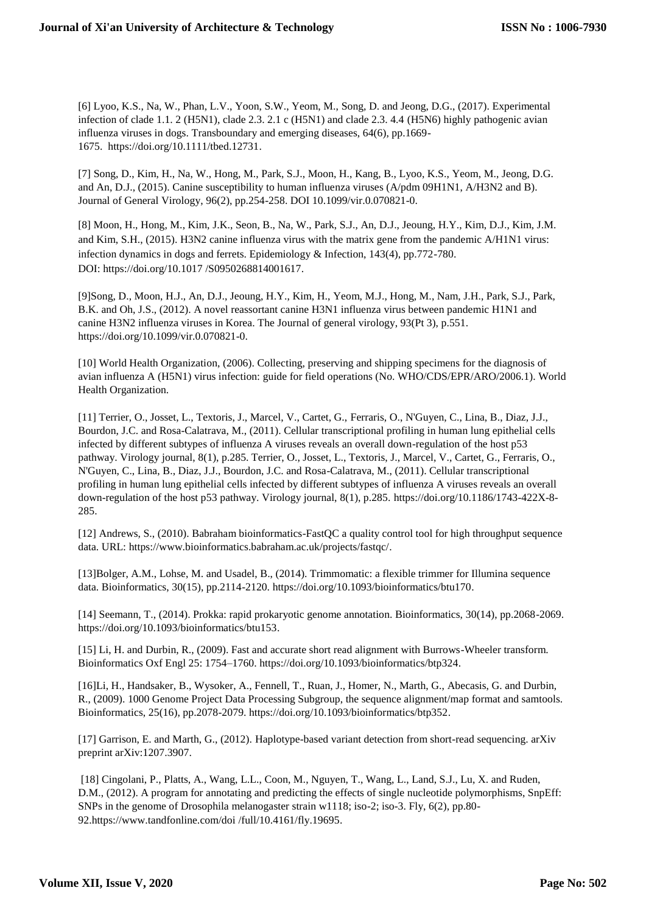[6] Lyoo, K.S., Na, W., Phan, L.V., Yoon, S.W., Yeom, M., Song, D. and Jeong, D.G., (2017). Experimental infection of clade 1.1. 2 (H5N1), clade 2.3. 2.1 c (H5N1) and clade 2.3. 4.4 (H5N6) highly pathogenic avian influenza viruses in dogs. Transboundary and emerging diseases, 64(6), pp.1669-1675. https://doi.org/10.1111/tbed.12731.

[7] Song, D., Kim, H., Na, W., Hong, M., Park, S.J., Moon, H., Kang, B., Lyoo, K.S., Yeom, M., Jeong, D.G. and An, D.J., (2015). Canine susceptibility to human influenza viruses (A/pdm 09H1N1, A/H3N2 and B). Journal of General Virology, 96(2), pp.254-258. DOI 10.1099/vir.0.070821-0.

[8] Moon, H., Hong, M., Kim, J.K., Seon, B., Na, W., Park, S.J., An, D.J., Jeoung, H.Y., Kim, D.J., Kim, J.M. and Kim, S.H., (2015). H3N2 canine influenza virus with the matrix gene from the pandemic A/H1N1 virus: infection dynamics in dogs and ferrets. Epidemiology & Infection, 143(4), pp.772-780. DOI: https://doi.org/10.1017 /S0950268814001617.

[9]Song, D., Moon, H.J., An, D.J., Jeoung, H.Y., Kim, H., Yeom, M.J., Hong, M., Nam, J.H., Park, S.J., Park, B.K. and Oh, J.S., (2012). A novel reassortant canine H3N1 influenza virus between pandemic H1N1 and canine H3N2 influenza viruses in Korea. The Journal of general virology, 93(Pt 3), p.551. https://doi.org/10.1099/vir.0.070821-0.

[10] World Health Organization, (2006). Collecting, preserving and shipping specimens for the diagnosis of avian influenza A (H5N1) virus infection: guide for field operations (No. WHO/CDS/EPR/ARO/2006.1). World Health Organization.

[11] Terrier, O., Josset, L., Textoris, J., Marcel, V., Cartet, G., Ferraris, O., N'Guyen, C., Lina, B., Diaz, J.J., Bourdon, J.C. and Rosa-Calatrava, M., (2011). Cellular transcriptional profiling in human lung epithelial cells infected by different subtypes of influenza A viruses reveals an overall down-regulation of the host p53 pathway. Virology journal, 8(1), p.285. Terrier, O., Josset, L., Textoris, J., Marcel, V., Cartet, G., Ferraris, O., N'Guyen, C., Lina, B., Diaz, J.J., Bourdon, J.C. and Rosa-Calatrava, M., (2011). Cellular transcriptional profiling in human lung epithelial cells infected by different subtypes of influenza A viruses reveals an overall down-regulation of the host p53 pathway. Virology journal, 8(1), p.285. https://doi.org/10.1186/1743-422X-8-285.

[12] Andrews, S., (2010). Babraham bioinformatics-FastQC a quality control tool for high throughput sequence data. URL: https://www.bioinformatics.babraham.ac.uk/projects/fastqc/.

[13]Bolger, A.M., Lohse, M. and Usadel, B., (2014). Trimmomatic: a flexible trimmer for Illumina sequence data. Bioinformatics, 30(15), pp.2114-2120. https://doi.org/10.1093/bioinformatics/btu170.

[14] Seemann, T., (2014). Prokka: rapid prokaryotic genome annotation. Bioinformatics, 30(14), pp.2068-2069. https://doi.org/10.1093/bioinformatics/btu153.

[15] Li, H. and Durbin, R., (2009). Fast and accurate short read alignment with Burrows-Wheeler transform. Bioinformatics Oxf Engl 25: 1754–1760. https://doi.org/10.1093/bioinformatics/btp324.

[16]Li, H., Handsaker, B., Wysoker, A., Fennell, T., Ruan, J., Homer, N., Marth, G., Abecasis, G. and Durbin, R., (2009). 1000 Genome Project Data Processing Subgroup, the sequence alignment/map format and samtools. Bioinformatics, 25(16), pp.2078-2079. https://doi.org/10.1093/bioinformatics/btp352.

[17] Garrison, E. and Marth, G., (2012). Haplotype-based variant detection from short-read sequencing. arXiv preprint arXiv:1207.3907.

[18] Cingolani, P., Platts, A., Wang, L.L., Coon, M., Nguyen, T., Wang, L., Land, S.J., Lu, X. and Ruden, D.M., (2012). A program for annotating and predicting the effects of single nucleotide polymorphisms, SnpEff: SNPs in the genome of Drosophila melanogaster strain w1118; iso-2; iso-3. Fly, 6(2), pp.80-92.https://www.tandfonline.com/doi /full/10.4161/fly.19695.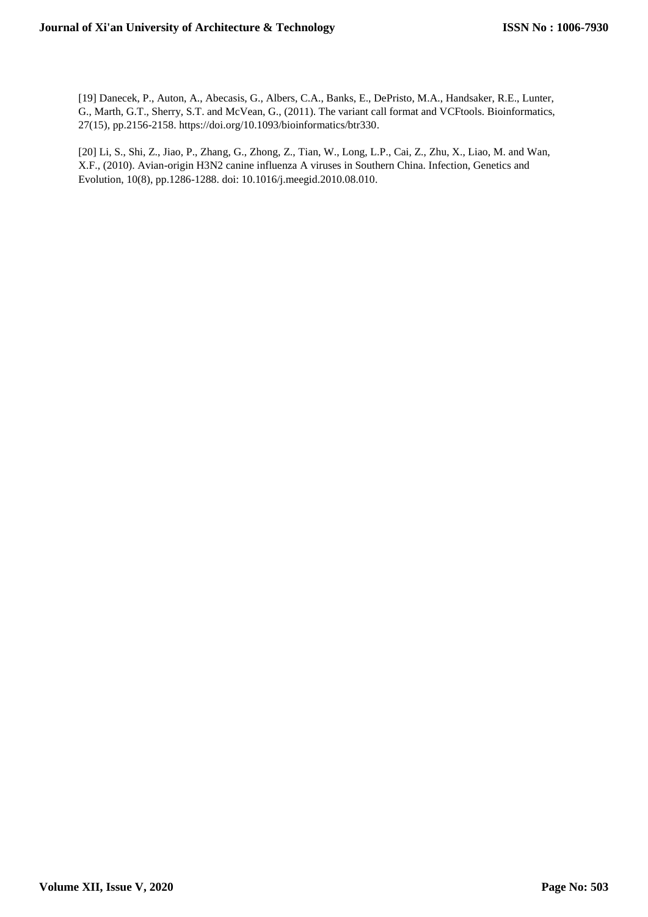[19] Danecek, P., Auton, A., Abecasis, G., Albers, C.A., Banks, E., DePristo, M.A., Handsaker, R.E., Lunter, G., Marth, G.T., Sherry, S.T. and McVean, G., (2011). The variant call format and VCFtools. Bioinformatics, 27(15), pp.2156-2158. https://doi.org/10.1093/bioinformatics/btr330.

[20] Li, S., Shi, Z., Jiao, P., Zhang, G., Zhong, Z., Tian, W., Long, L.P., Cai, Z., Zhu, X., Liao, M. and Wan, X.F., (2010). Avian-origin H3N2 canine influenza A viruses in Southern China. Infection, Genetics and Evolution, 10(8), pp.1286-1288. doi: 10.1016/j.meegid.2010.08.010.